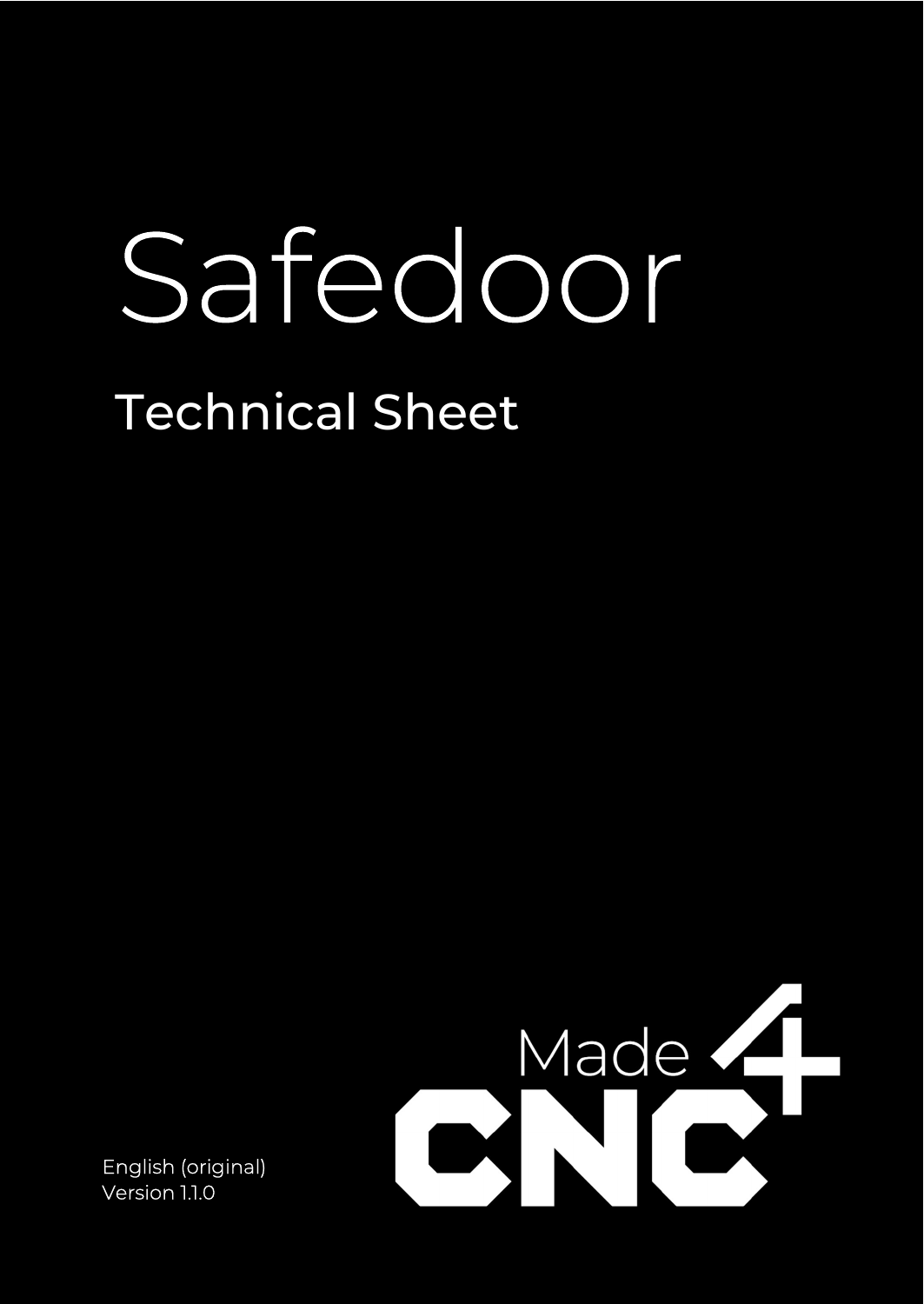# Safedoor

## Technical Sheet

Made 4 CNC

English (original)
Version 1.1.0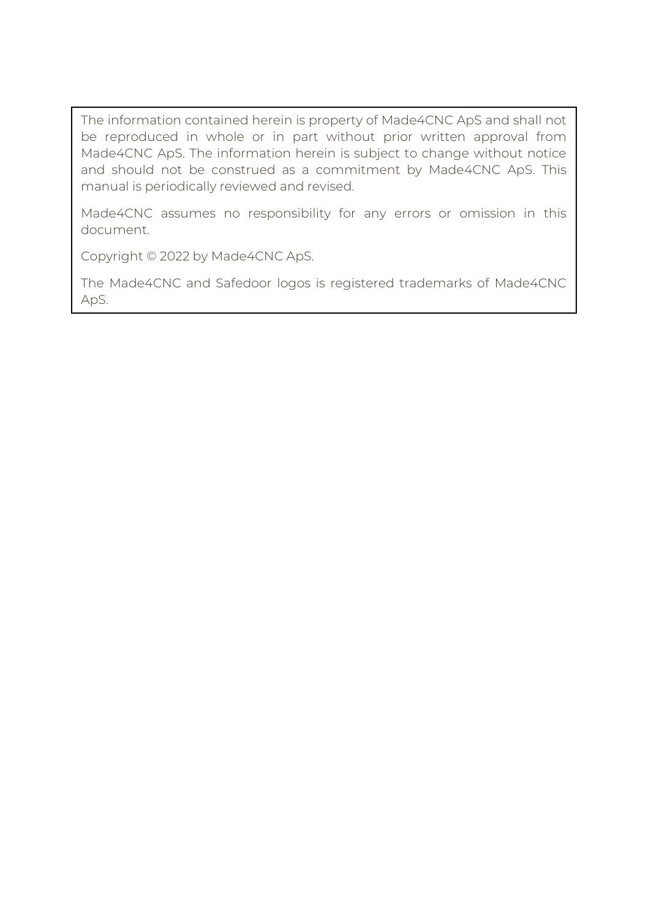The information contained herein is property of Made4CNC ApS and shall not be reproduced in whole or in part without prior written approval from Made4CNC ApS. The information herein is subject to change without notice and should not be construed as a commitment by Made4CNC ApS. This manual is periodically reviewed and revised.

Made4CNC assumes no responsibility for any errors or omission in this document.

Copyright © 2022 by Made4CNC ApS.

The Made4CNC and Safedoor logos is registered trademarks of Made4CNC ApS.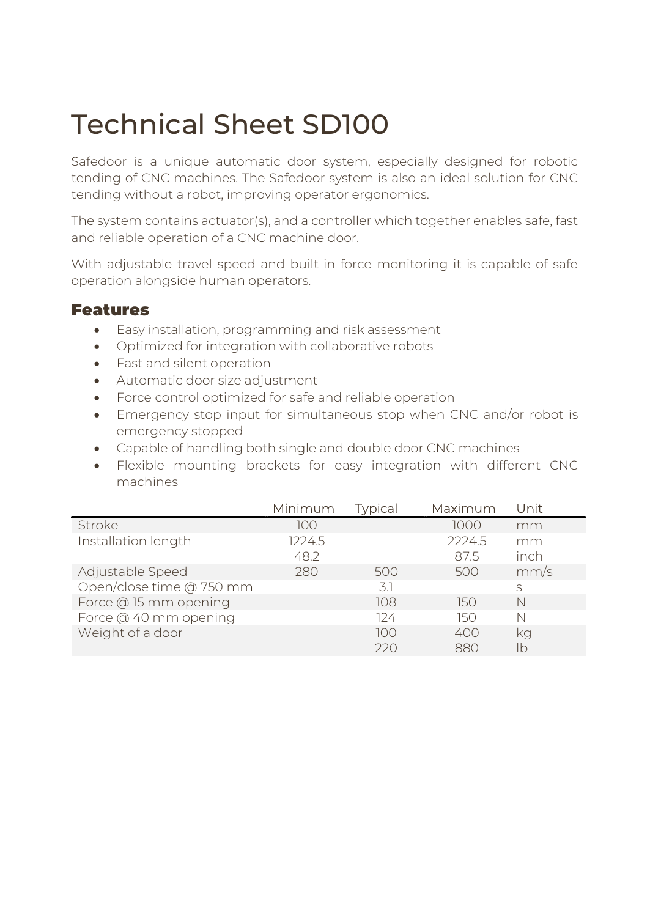# Technical Sheet SD100

Safedoor is a unique automatic door system, especially designed for robotic tending of CNC machines. The Safedoor system is also an ideal solution for CNC tending without a robot, improving operator ergonomics.

The system contains actuator(s), and a controller which together enables safe, fast and reliable operation of a CNC machine door.

With adjustable travel speed and built-in force monitoring it is capable of safe operation alongside human operators.

## Features

- Easy installation, programming and risk assessment
- Optimized for integration with collaborative robots
- Fast and silent operation
- Automatic door size adjustment
- Force control optimized for safe and reliable operation
- Emergency stop input for simultaneous stop when CNC and/or robot is emergency stopped
- Capable of handling both single and double door CNC machines
- Flexible mounting brackets for easy integration with different CNC machines

| | Minimum | Typical | Maximum | Unit |
|---|---|---|---|---|
| Stroke | 100 | - | 1000 | mm |
| Installation length | 1224.5 | | 2224.5 | mm |
| | 48.2 | | 87.5 | inch |
| Adjustable Speed | 280 | 500 | 500 | mm/s |
| Open/close time @ 750 mm | | 3.1 | | s |
| Force @ 15 mm opening | | 108 | 150 | N |
| Force @ 40 mm opening | | 124 | 150 | N |
| Weight of a door | | 100 | 400 | kg |
| | | 220 | 880 | lb |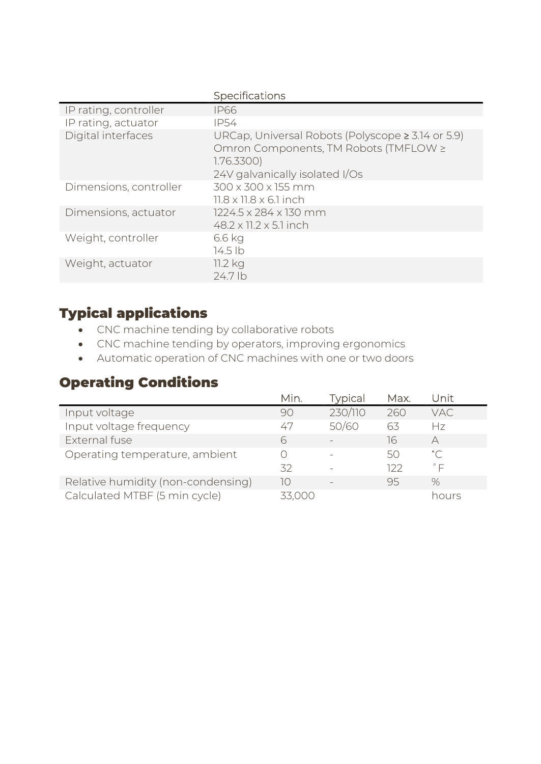| | Specifications |
|---|---|
| IP rating, controller | IP66 |
| IP rating, actuator | IP54 |
| Digital interfaces | URCap, Universal Robots (Polyscope ≥ 3.14 or 5.9)<br>Omron Components, TM Robots (TMFLOW ≥ 1.76.3300)<br>24V galvanically isolated I/Os |
| Dimensions, controller | 300 x 300 x 155 mm<br>11.8 x 11.8 x 6.1 inch |
| Dimensions, actuator | 1224.5 x 284 x 130 mm<br>48.2 x 11.2 x 5.1 inch |
| Weight, controller | 6.6 kg<br>14.5 lb |
| Weight, actuator | 11.2 kg<br>24.7 lb |

## Typical applications

- CNC machine tending by collaborative robots
- CNC machine tending by operators, improving ergonomics
- Automatic operation of CNC machines with one or two doors

## Operating Conditions

| | Min. | Typical | Max. | Unit |
|---|---|---|---|---|
| Input voltage | 90 | 230/110 | 260 | VAC |
| Input voltage frequency | 47 | 50/60 | 63 | Hz |
| External fuse | 6 | - | 16 | A |
| Operating temperature, ambient | 0 | - | 50 | °C |
| | 32 | - | 122 | ˚F |
| Relative humidity (non-condensing) | 10 | - | 95 | % |
| Calculated MTBF (5 min cycle) | 33,000 | | | hours |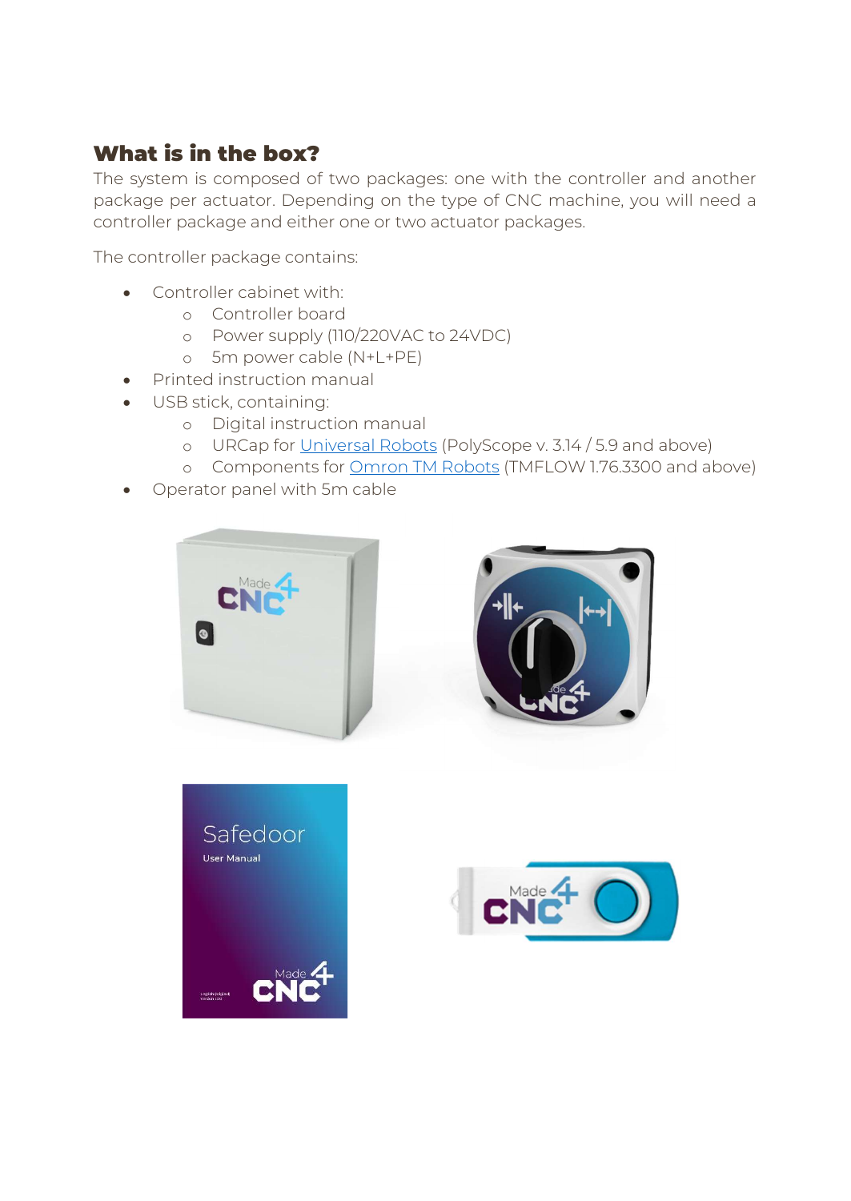## What is in the box?

The system is composed of two packages: one with the controller and another package per actuator. Depending on the type of CNC machine, you will need a controller package and either one or two actuator packages.

The controller package contains:

- Controller cabinet with:
  - Controller board
  - Power supply (110/220VAC to 24VDC)
  - 5m power cable (N+L+PE)
- Printed instruction manual
- USB stick, containing:
  - Digital instruction manual
  - URCap for [Universal Robots](#) (PolyScope v. 3.14 / 5.9 and above)
  - Components for [Omron TM Robots](#) (TMFLOW 1.76.3300 and above)
- Operator panel with 5m cable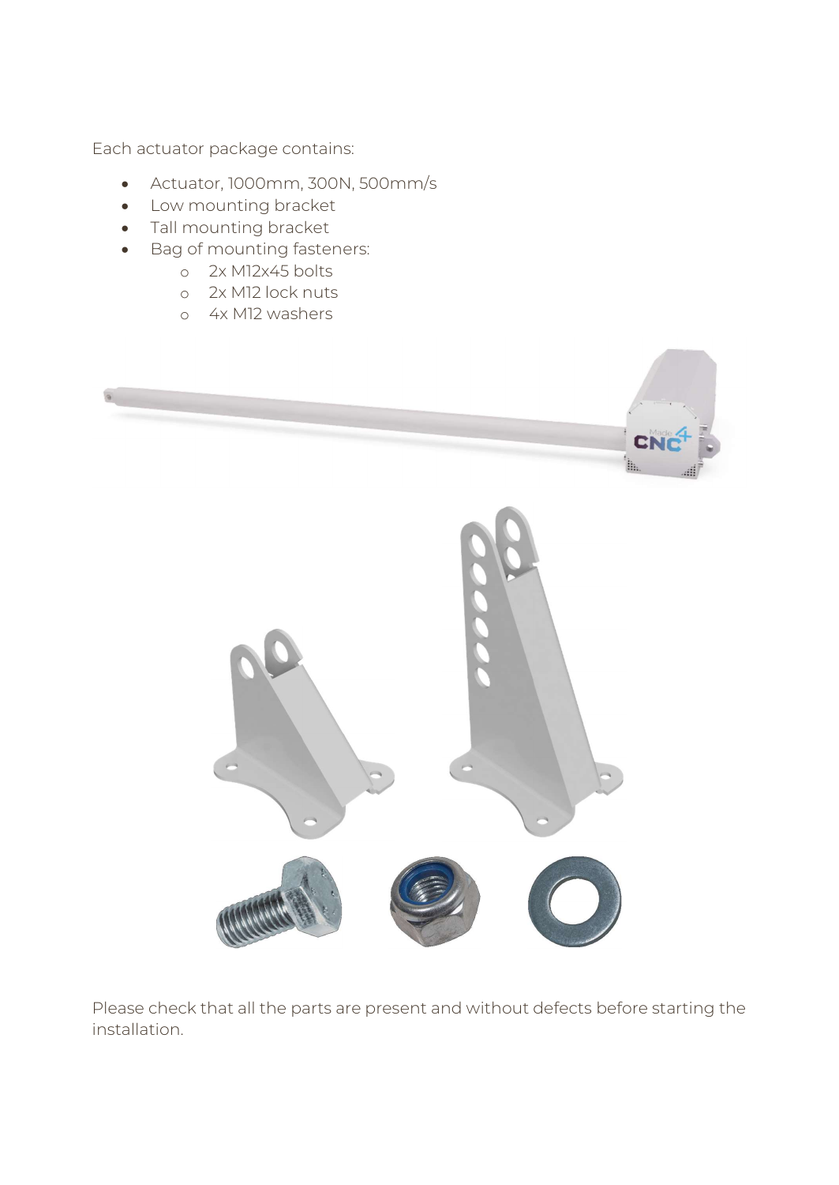Each actuator package contains:

- Actuator, 1000mm, 300N, 500mm/s
- Low mounting bracket
- Tall mounting bracket
- Bag of mounting fasteners:
  - 2x M12x45 bolts
  - 2x M12 lock nuts
  - 4x M12 washers

Please check that all the parts are present and without defects before starting the installation.